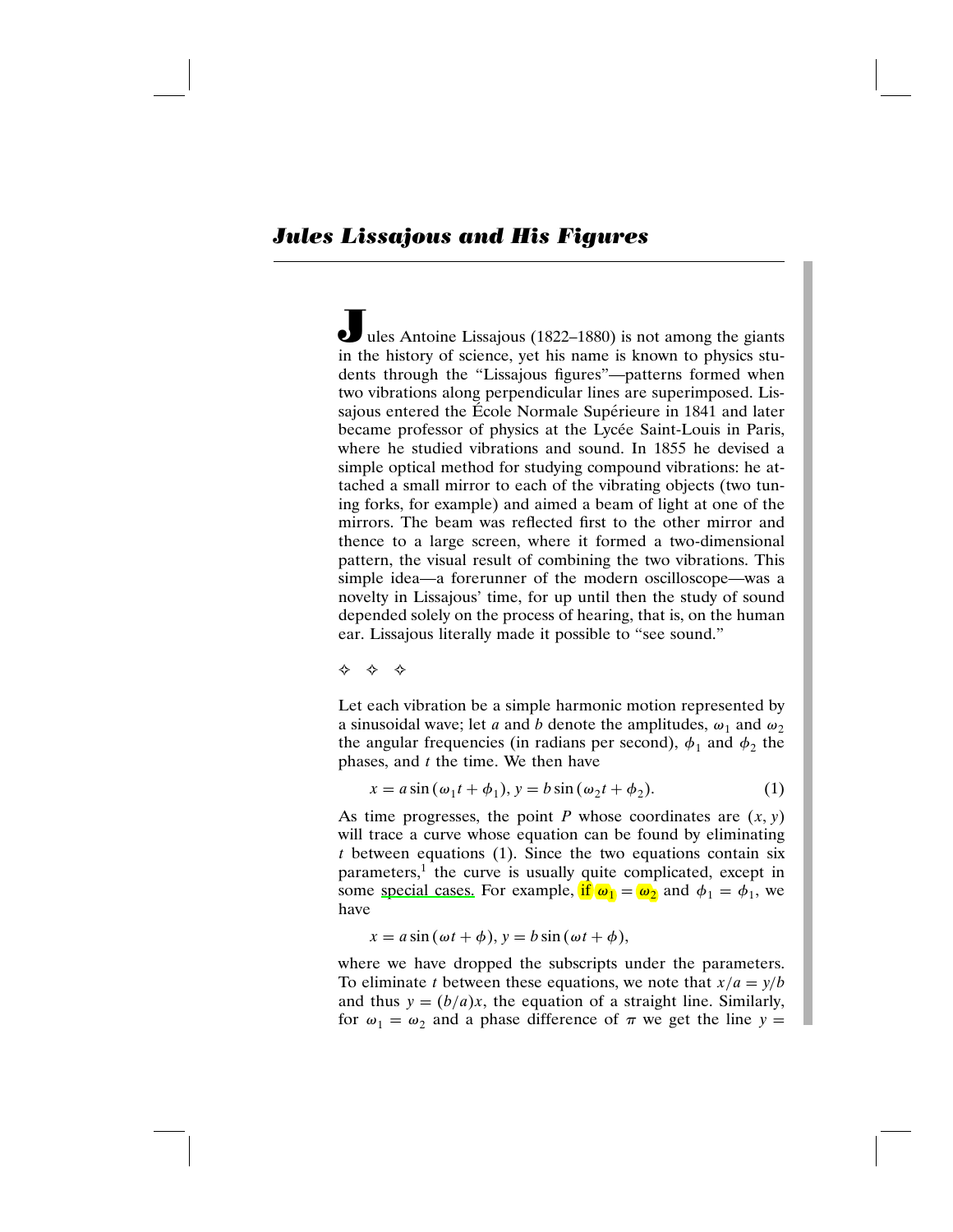## Jules Lissajous and His Figures

Jules Antoine Lissajous (1822–1880) is not among the giants in the history of science, yet his name is known to physics students through the "Lissajous figures"—patterns formed when two vibrations along perpendicular lines are superimposed. Lissajous entered the École Normale Supérieure in 1841 and later became professor of physics at the Lycée Saint-Louis in Paris, where he studied vibrations and sound. In 1855 he devised a simple optical method for studying compound vibrations: he attached a small mirror to each of the vibrating objects (two tuning forks, for example) and aimed a beam of light at one of the mirrors. The beam was reflected first to the other mirror and thence to a large screen, where it formed a two-dimensional pattern, the visual result of combining the two vibrations. This simple idea—a forerunner of the modern oscilloscope—was a novelty in Lissajous' time, for up until then the study of sound depended solely on the process of hearing, that is, on the human ear. Lissajous literally made it possible to "see sound."

✧ ✧ ✧

Let each vibration be a simple harmonic motion represented by a sinusoidal wave; let $a$ and $b$ denote the amplitudes, $\omega_1$ and $\omega_2$ the angular frequencies (in radians per second), $\phi_1$ and $\phi_2$ the phases, and $t$ the time. We then have

$$x = a \sin(\omega_1 t + \phi_1),\ y = b \sin(\omega_2 t + \phi_2). \tag{1}$$

As time progresses, the point $P$ whose coordinates are $(x, y)$ will trace a curve whose equation can be found by eliminating $t$ between equations (1). Since the two equations contain six parameters,[1] the curve is usually quite complicated, except in some special cases. For example, if $\omega_1 = \omega_2$ and $\phi_1 = \phi_1$, we have

$$x = a \sin(\omega t + \phi),\ y = b \sin(\omega t + \phi),$$

where we have dropped the subscripts under the parameters. To eliminate $t$ between these equations, we note that $x/a = y/b$ and thus $y = (b/a)x$, the equation of a straight line. Similarly, for $\omega_1 = \omega_2$ and a phase difference of $\pi$ we get the line $y =$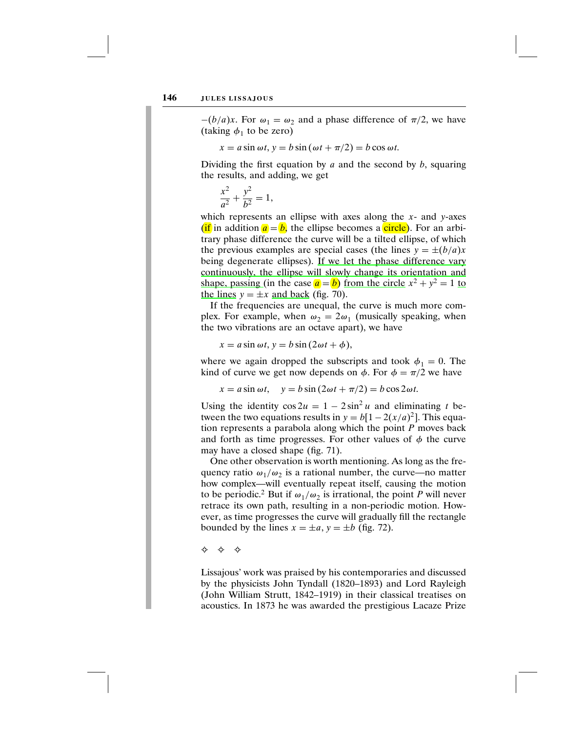$-(b/a)x$. For $\omega_1 = \omega_2$ and a phase difference of $\pi/2$, we have (taking $\phi_1$ to be zero)

$$x = a \sin \omega t,\ y = b \sin(\omega t + \pi/2) = b \cos \omega t.$$

Dividing the first equation by $a$ and the second by $b$, squaring the results, and adding, we get

$$\frac{x^2}{a^2} + \frac{y^2}{b^2} = 1,$$

which represents an ellipse with axes along the $x$- and $y$-axes (if in addition $a = b$, the ellipse becomes a circle). For an arbitrary phase difference the curve will be a tilted ellipse, of which the previous examples are special cases (the lines $y = \pm(b/a)x$ being degenerate ellipses). If we let the phase difference vary continuously, the ellipse will slowly change its orientation and shape, passing (in the case $a = b$) from the circle $x^2 + y^2 = 1$ to the lines $y = \pm x$ and back (fig. 70).

If the frequencies are unequal, the curve is much more complex. For example, when $\omega_2 = 2\omega_1$ (musically speaking, when the two vibrations are an octave apart), we have

$$x = a \sin \omega t,\ y = b \sin(2\omega t + \phi),$$

where we again dropped the subscripts and took $\phi_1 = 0$. The kind of curve we get now depends on $\phi$. For $\phi = \pi/2$ we have

$$x = a \sin \omega t, \quad y = b \sin(2\omega t + \pi/2) = b \cos 2\omega t.$$

Using the identity $\cos 2u = 1 - 2\sin^2 u$ and eliminating $t$ between the two equations results in $y = b[1 - 2(x/a)^2]$. This equation represents a parabola along which the point $P$ moves back and forth as time progresses. For other values of $\phi$ the curve may have a closed shape (fig. 71).

One other observation is worth mentioning. As long as the frequency ratio $\omega_1/\omega_2$ is a rational number, the curve—no matter how complex—will eventually repeat itself, causing the motion to be periodic.[2] But if $\omega_1/\omega_2$ is irrational, the point $P$ will never retrace its own path, resulting in a non-periodic motion. However, as time progresses the curve will gradually fill the rectangle bounded by the lines $x = \pm a$, $y = \pm b$ (fig. 72).

✧ ✧ ✧

Lissajous' work was praised by his contemporaries and discussed by the physicists John Tyndall (1820–1893) and Lord Rayleigh (John William Strutt, 1842–1919) in their classical treatises on acoustics. In 1873 he was awarded the prestigious Lacaze Prize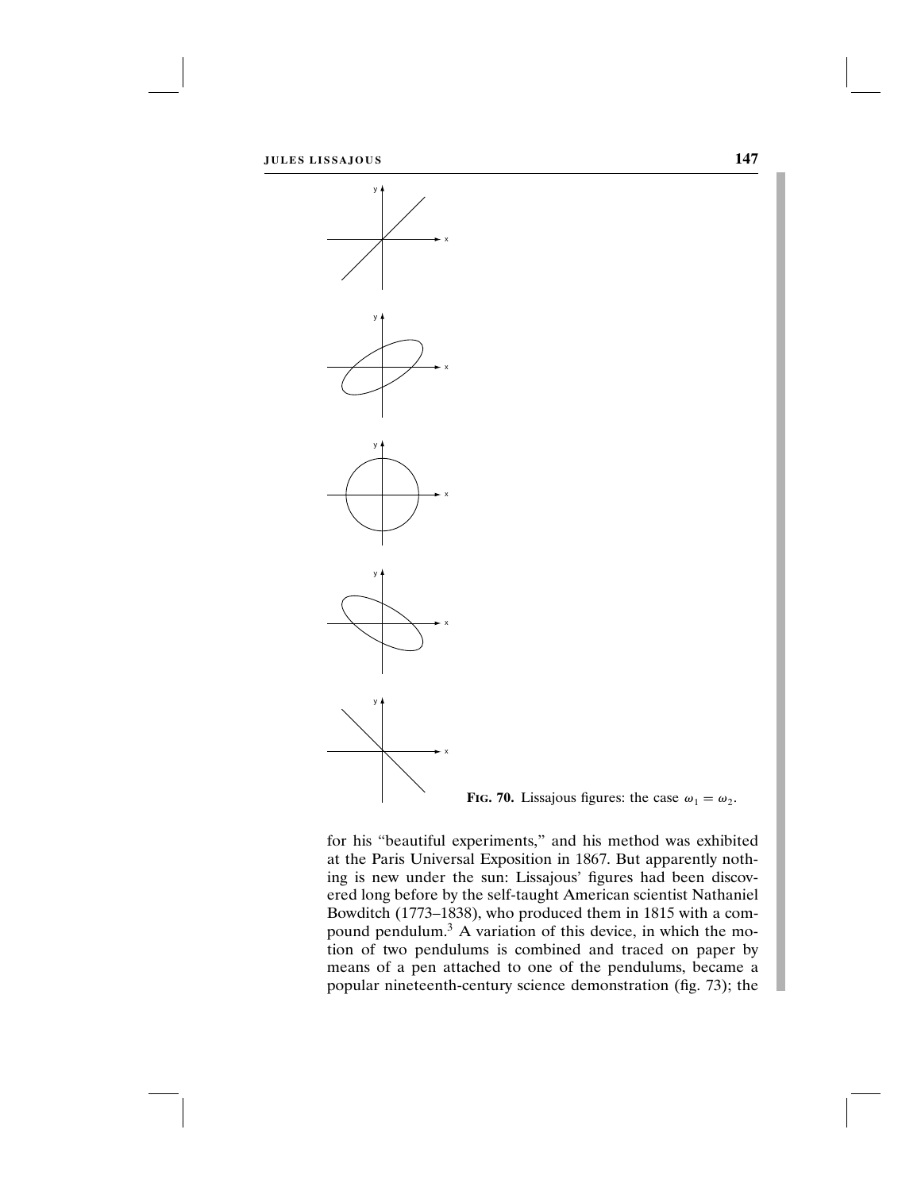**FIG. 70.** Lissajous figures: the case $\omega_1 = \omega_2$.

for his "beautiful experiments," and his method was exhibited at the Paris Universal Exposition in 1867. But apparently nothing is new under the sun: Lissajous' figures had been discovered long before by the self-taught American scientist Nathaniel Bowditch (1773–1838), who produced them in 1815 with a compound pendulum.[3] A variation of this device, in which the motion of two pendulums is combined and traced on paper by means of a pen attached to one of the pendulums, became a popular nineteenth-century science demonstration (fig. 73); the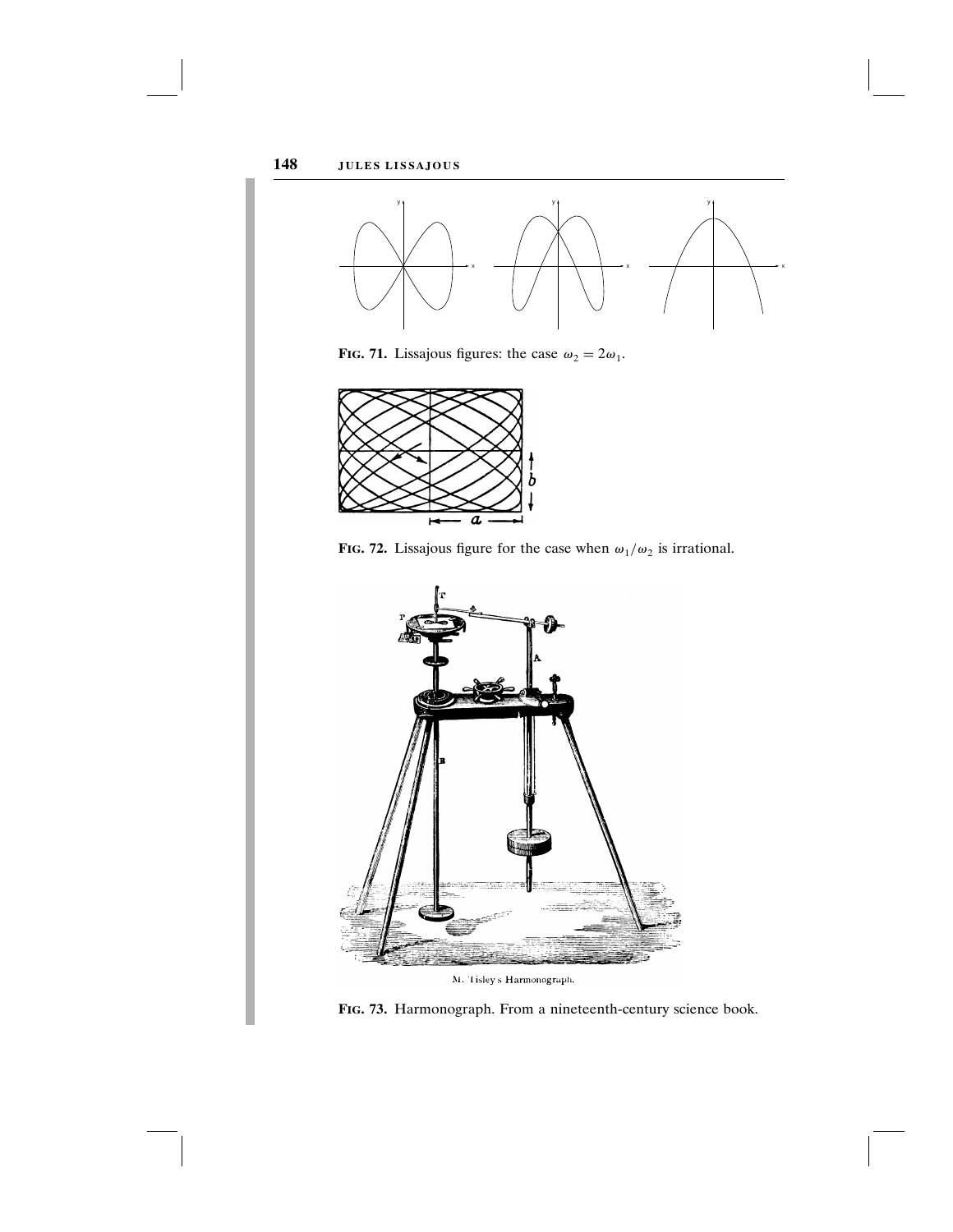**FIG. 71.** Lissajous figures: the case $\omega_2 = 2\omega_1$.

**FIG. 72.** Lissajous figure for the case when $\omega_1/\omega_2$ is irrational.

**FIG. 73.** Harmonograph. From a nineteenth-century science book.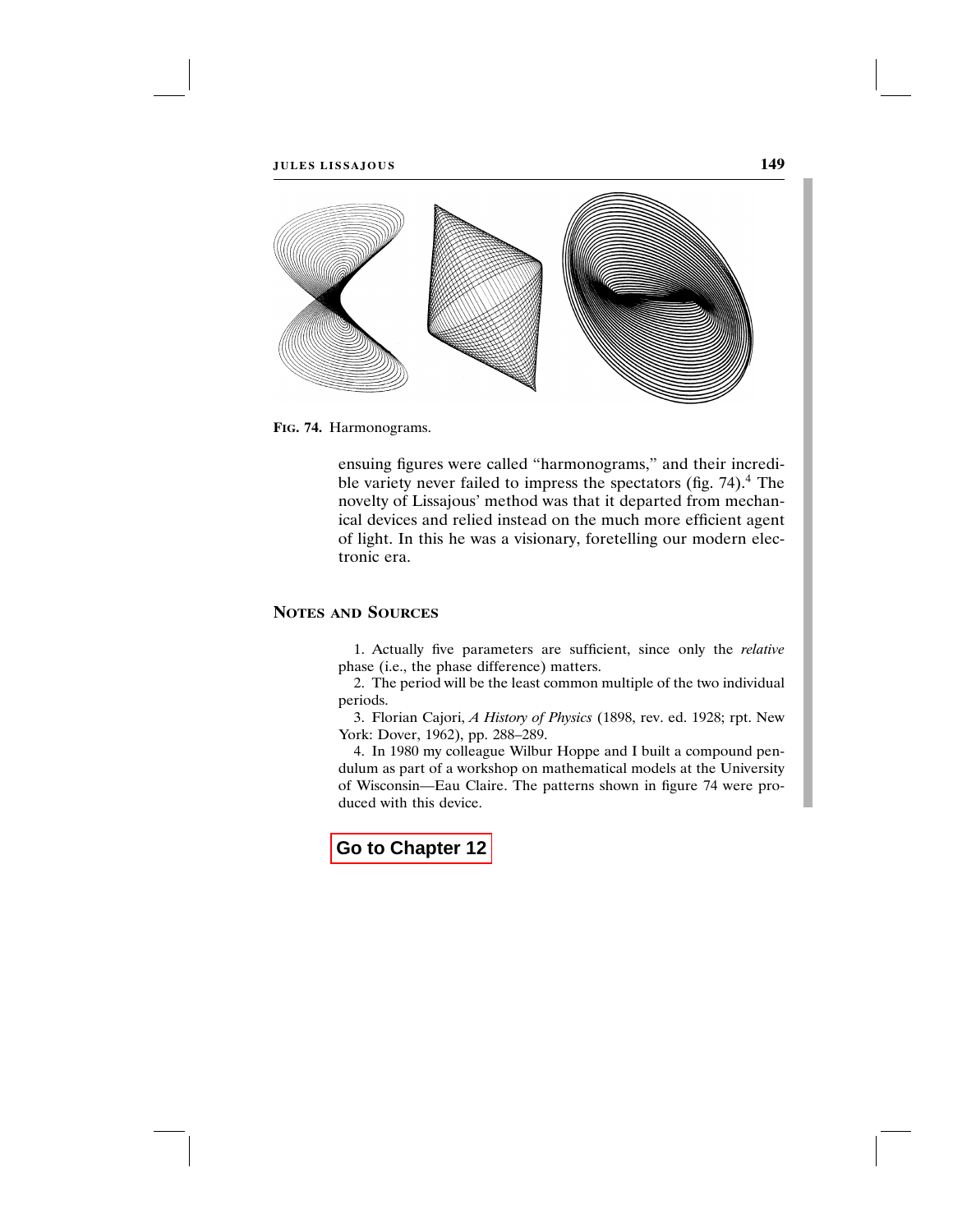**FIG. 74.** Harmonograms.

ensuing figures were called "harmonograms," and their incredible variety never failed to impress the spectators (fig. 74).[4] The novelty of Lissajous' method was that it departed from mechanical devices and relied instead on the much more efficient agent of light. In this he was a visionary, foretelling our modern electronic era.

## NOTES AND SOURCES

1. Actually five parameters are sufficient, since only the *relative* phase (i.e., the phase difference) matters.
2. The period will be the least common multiple of the two individual periods.
3. Florian Cajori, *A History of Physics* (1898, rev. ed. 1928; rpt. New York: Dover, 1962), pp. 288–289.
4. In 1980 my colleague Wilbur Hoppe and I built a compound pendulum as part of a workshop on mathematical models at the University of Wisconsin—Eau Claire. The patterns shown in figure 74 were produced with this device.

Go to Chapter 12